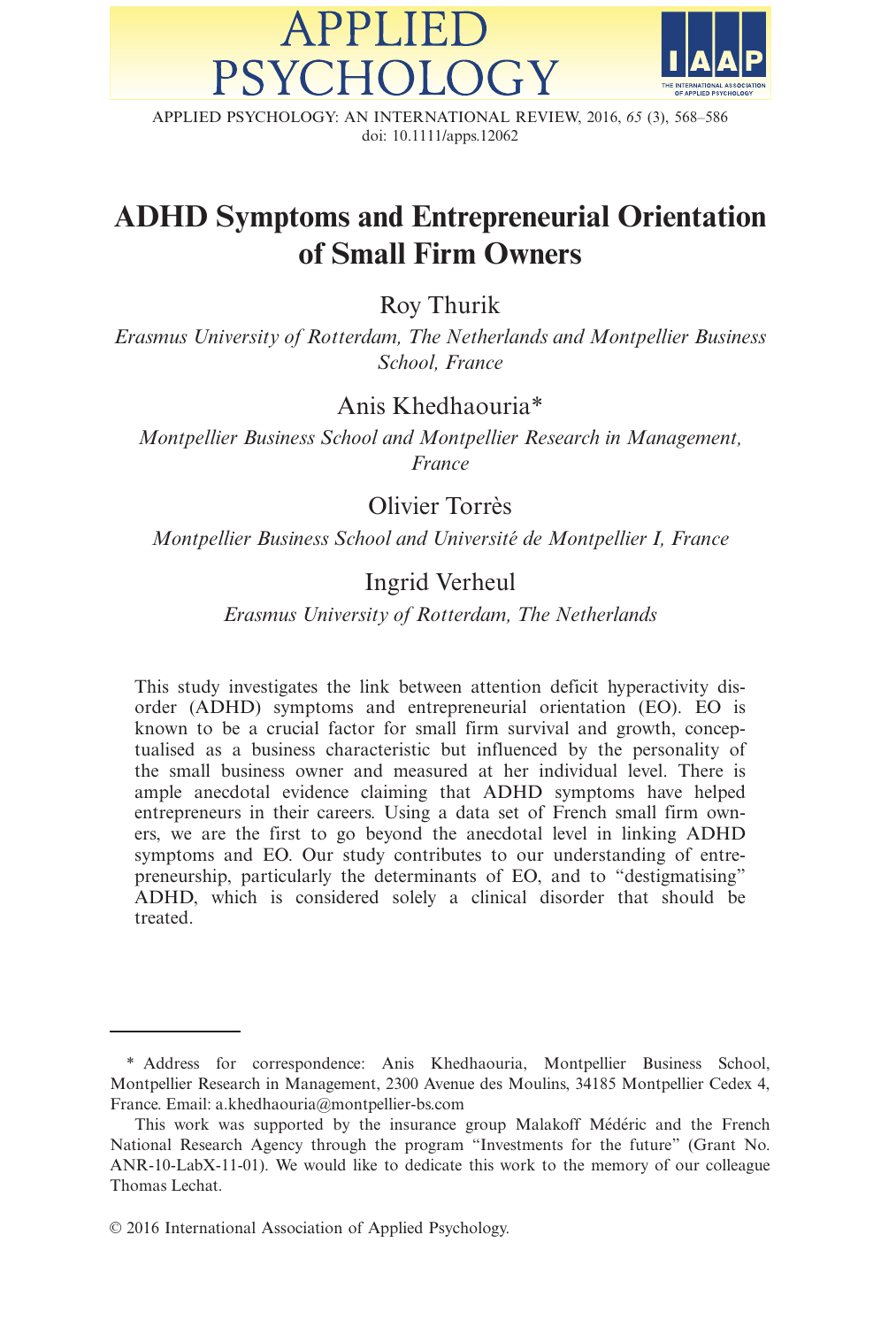# ADHD Symptoms and Entrepreneurial Orientation of Small Firm Owners

Roy Thurik

*Erasmus University of Rotterdam, The Netherlands and Montpellier Business School, France*

Anis Khedhaouria*

*Montpellier Business School and Montpellier Research in Management, France*

Olivier Torrès

*Montpellier Business School and Université de Montpellier I, France*

Ingrid Verheul

*Erasmus University of Rotterdam, The Netherlands*

This study investigates the link between attention deficit hyperactivity disorder (ADHD) symptoms and entrepreneurial orientation (EO). EO is known to be a crucial factor for small firm survival and growth, conceptualised as a business characteristic but influenced by the personality of the small business owner and measured at her individual level. There is ample anecdotal evidence claiming that ADHD symptoms have helped entrepreneurs in their careers. Using a data set of French small firm owners, we are the first to go beyond the anecdotal level in linking ADHD symptoms and EO. Our study contributes to our understanding of entrepreneurship, particularly the determinants of EO, and to "destigmatising" ADHD, which is considered solely a clinical disorder that should be treated.

---

* Address for correspondence: Anis Khedhaouria, Montpellier Business School, Montpellier Research in Management, 2300 Avenue des Moulins, 34185 Montpellier Cedex 4, France. Email: a.khedhaouria@montpellier-bs.com

This work was supported by the insurance group Malakoff Médéric and the French National Research Agency through the program "Investments for the future" (Grant No. ANR-10-LabX-11-01). We would like to dedicate this work to the memory of our colleague Thomas Lechat.

© 2016 International Association of Applied Psychology.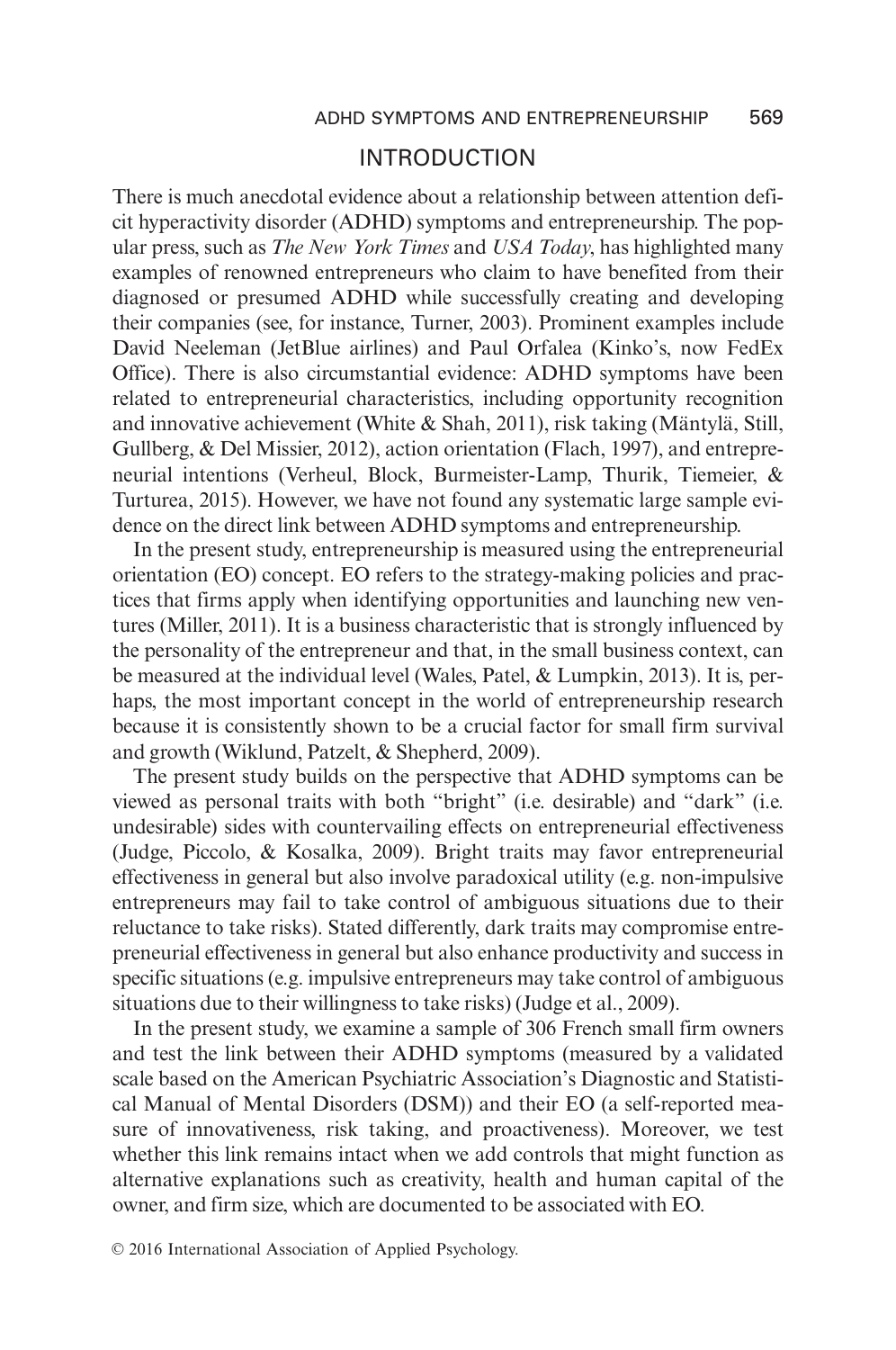## INTRODUCTION

There is much anecdotal evidence about a relationship between attention deficit hyperactivity disorder (ADHD) symptoms and entrepreneurship. The popular press, such as *The New York Times* and *USA Today*, has highlighted many examples of renowned entrepreneurs who claim to have benefited from their diagnosed or presumed ADHD while successfully creating and developing their companies (see, for instance, Turner, 2003). Prominent examples include David Neeleman (JetBlue airlines) and Paul Orfalea (Kinko's, now FedEx Office). There is also circumstantial evidence: ADHD symptoms have been related to entrepreneurial characteristics, including opportunity recognition and innovative achievement (White & Shah, 2011), risk taking (Mäntylä, Still, Gullberg, & Del Missier, 2012), action orientation (Flach, 1997), and entrepreneurial intentions (Verheul, Block, Burmeister-Lamp, Thurik, Tiemeier, & Turturea, 2015). However, we have not found any systematic large sample evidence on the direct link between ADHD symptoms and entrepreneurship.

In the present study, entrepreneurship is measured using the entrepreneurial orientation (EO) concept. EO refers to the strategy-making policies and practices that firms apply when identifying opportunities and launching new ventures (Miller, 2011). It is a business characteristic that is strongly influenced by the personality of the entrepreneur and that, in the small business context, can be measured at the individual level (Wales, Patel, & Lumpkin, 2013). It is, perhaps, the most important concept in the world of entrepreneurship research because it is consistently shown to be a crucial factor for small firm survival and growth (Wiklund, Patzelt, & Shepherd, 2009).

The present study builds on the perspective that ADHD symptoms can be viewed as personal traits with both "bright" (i.e. desirable) and "dark" (i.e. undesirable) sides with countervailing effects on entrepreneurial effectiveness (Judge, Piccolo, & Kosalka, 2009). Bright traits may favor entrepreneurial effectiveness in general but also involve paradoxical utility (e.g. non-impulsive entrepreneurs may fail to take control of ambiguous situations due to their reluctance to take risks). Stated differently, dark traits may compromise entrepreneurial effectiveness in general but also enhance productivity and success in specific situations (e.g. impulsive entrepreneurs may take control of ambiguous situations due to their willingness to take risks) (Judge et al., 2009).

In the present study, we examine a sample of 306 French small firm owners and test the link between their ADHD symptoms (measured by a validated scale based on the American Psychiatric Association's Diagnostic and Statistical Manual of Mental Disorders (DSM)) and their EO (a self-reported measure of innovativeness, risk taking, and proactiveness). Moreover, we test whether this link remains intact when we add controls that might function as alternative explanations such as creativity, health and human capital of the owner, and firm size, which are documented to be associated with EO.

© 2016 International Association of Applied Psychology.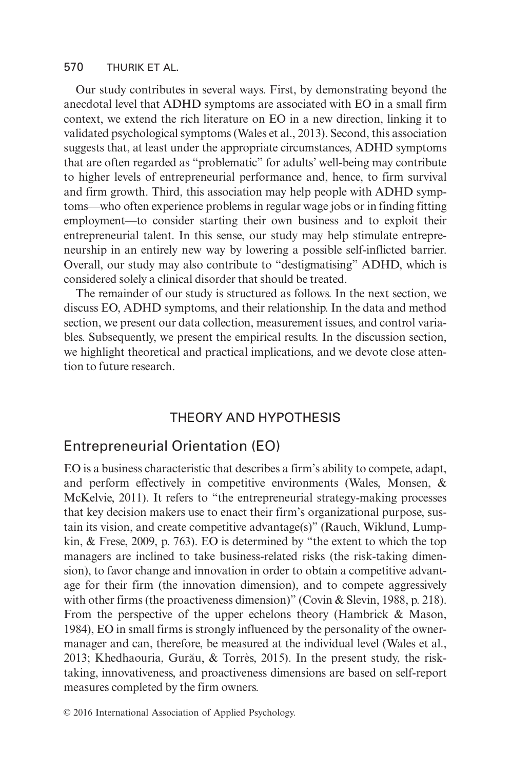Our study contributes in several ways. First, by demonstrating beyond the anecdotal level that ADHD symptoms are associated with EO in a small firm context, we extend the rich literature on EO in a new direction, linking it to validated psychological symptoms (Wales et al., 2013). Second, this association suggests that, at least under the appropriate circumstances, ADHD symptoms that are often regarded as "problematic" for adults' well-being may contribute to higher levels of entrepreneurial performance and, hence, to firm survival and firm growth. Third, this association may help people with ADHD symptoms—who often experience problems in regular wage jobs or in finding fitting employment—to consider starting their own business and to exploit their entrepreneurial talent. In this sense, our study may help stimulate entrepreneurship in an entirely new way by lowering a possible self-inflicted barrier. Overall, our study may also contribute to "destigmatising" ADHD, which is considered solely a clinical disorder that should be treated.

The remainder of our study is structured as follows. In the next section, we discuss EO, ADHD symptoms, and their relationship. In the data and method section, we present our data collection, measurement issues, and control variables. Subsequently, we present the empirical results. In the discussion section, we highlight theoretical and practical implications, and we devote close attention to future research.

## THEORY AND HYPOTHESIS

### Entrepreneurial Orientation (EO)

EO is a business characteristic that describes a firm's ability to compete, adapt, and perform effectively in competitive environments (Wales, Monsen, & McKelvie, 2011). It refers to "the entrepreneurial strategy-making processes that key decision makers use to enact their firm's organizational purpose, sustain its vision, and create competitive advantage(s)" (Rauch, Wiklund, Lumpkin, & Frese, 2009, p. 763). EO is determined by "the extent to which the top managers are inclined to take business-related risks (the risk-taking dimension), to favor change and innovation in order to obtain a competitive advantage for their firm (the innovation dimension), and to compete aggressively with other firms (the proactiveness dimension)" (Covin & Slevin, 1988, p. 218). From the perspective of the upper echelons theory (Hambrick & Mason, 1984), EO in small firms is strongly influenced by the personality of the owner-manager and can, therefore, be measured at the individual level (Wales et al., 2013; Khedhaouria, Gurău, & Torrès, 2015). In the present study, the risk-taking, innovativeness, and proactiveness dimensions are based on self-report measures completed by the firm owners.

© 2016 International Association of Applied Psychology.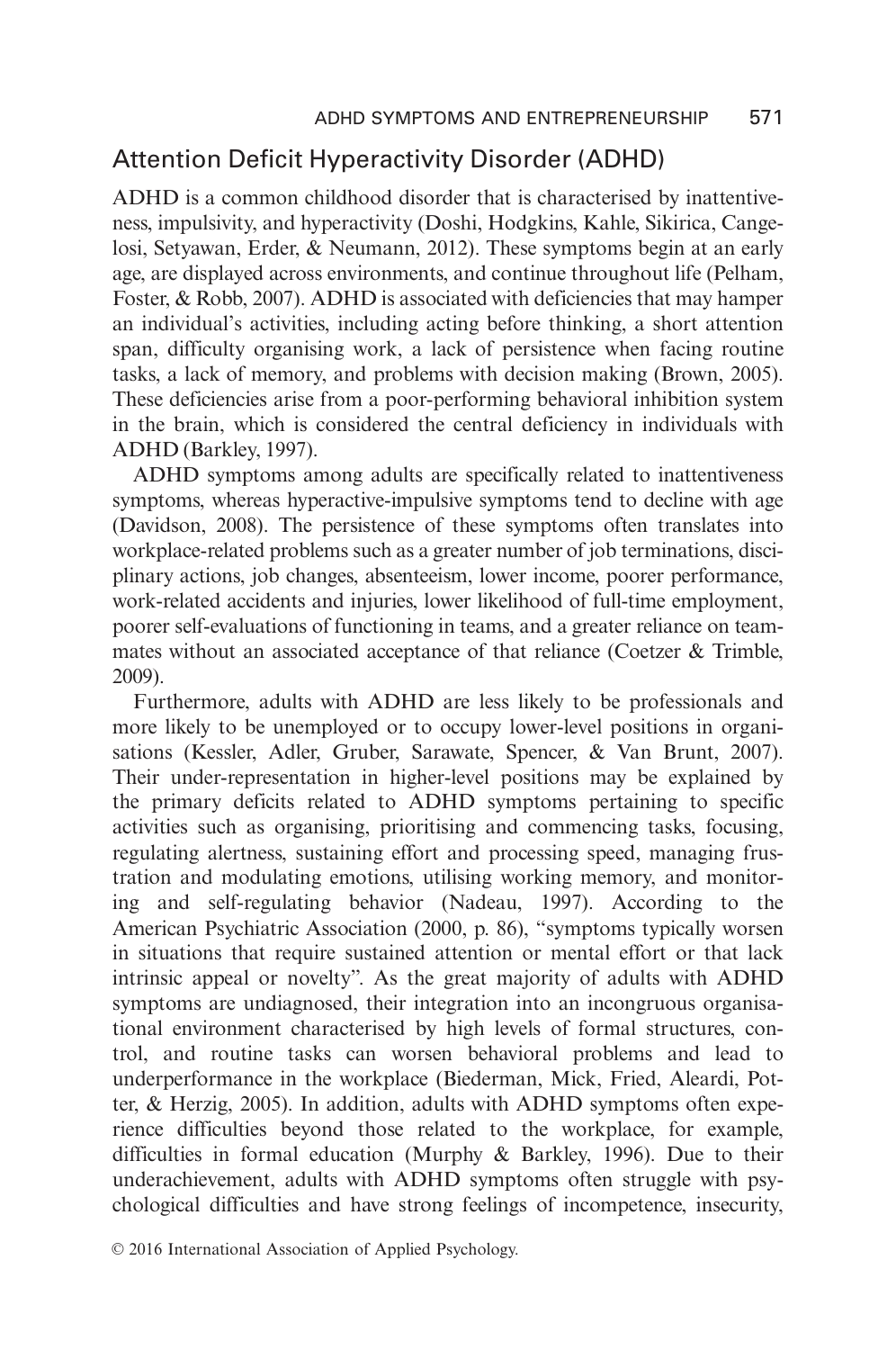## Attention Deficit Hyperactivity Disorder (ADHD)

ADHD is a common childhood disorder that is characterised by inattentiveness, impulsivity, and hyperactivity (Doshi, Hodgkins, Kahle, Sikirica, Cangelosi, Setyawan, Erder, & Neumann, 2012). These symptoms begin at an early age, are displayed across environments, and continue throughout life (Pelham, Foster, & Robb, 2007). ADHD is associated with deficiencies that may hamper an individual's activities, including acting before thinking, a short attention span, difficulty organising work, a lack of persistence when facing routine tasks, a lack of memory, and problems with decision making (Brown, 2005). These deficiencies arise from a poor-performing behavioral inhibition system in the brain, which is considered the central deficiency in individuals with ADHD (Barkley, 1997).

ADHD symptoms among adults are specifically related to inattentiveness symptoms, whereas hyperactive-impulsive symptoms tend to decline with age (Davidson, 2008). The persistence of these symptoms often translates into workplace-related problems such as a greater number of job terminations, disciplinary actions, job changes, absenteeism, lower income, poorer performance, work-related accidents and injuries, lower likelihood of full-time employment, poorer self-evaluations of functioning in teams, and a greater reliance on teammates without an associated acceptance of that reliance (Coetzer & Trimble, 2009).

Furthermore, adults with ADHD are less likely to be professionals and more likely to be unemployed or to occupy lower-level positions in organisations (Kessler, Adler, Gruber, Sarawate, Spencer, & Van Brunt, 2007). Their under-representation in higher-level positions may be explained by the primary deficits related to ADHD symptoms pertaining to specific activities such as organising, prioritising and commencing tasks, focusing, regulating alertness, sustaining effort and processing speed, managing frustration and modulating emotions, utilising working memory, and monitoring and self-regulating behavior (Nadeau, 1997). According to the American Psychiatric Association (2000, p. 86), "symptoms typically worsen in situations that require sustained attention or mental effort or that lack intrinsic appeal or novelty". As the great majority of adults with ADHD symptoms are undiagnosed, their integration into an incongruous organisational environment characterised by high levels of formal structures, control, and routine tasks can worsen behavioral problems and lead to underperformance in the workplace (Biederman, Mick, Fried, Aleardi, Potter, & Herzig, 2005). In addition, adults with ADHD symptoms often experience difficulties beyond those related to the workplace, for example, difficulties in formal education (Murphy & Barkley, 1996). Due to their underachievement, adults with ADHD symptoms often struggle with psychological difficulties and have strong feelings of incompetence, insecurity,

© 2016 International Association of Applied Psychology.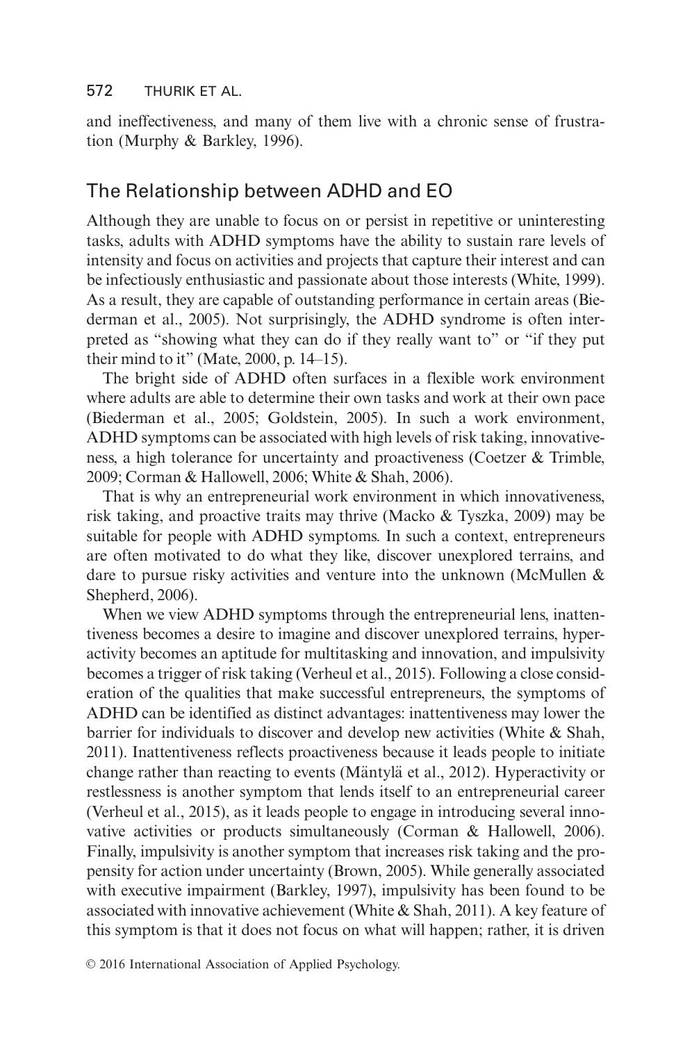and ineffectiveness, and many of them live with a chronic sense of frustration (Murphy & Barkley, 1996).

## The Relationship between ADHD and EO

Although they are unable to focus on or persist in repetitive or uninteresting tasks, adults with ADHD symptoms have the ability to sustain rare levels of intensity and focus on activities and projects that capture their interest and can be infectiously enthusiastic and passionate about those interests (White, 1999). As a result, they are capable of outstanding performance in certain areas (Biederman et al., 2005). Not surprisingly, the ADHD syndrome is often interpreted as "showing what they can do if they really want to" or "if they put their mind to it" (Mate, 2000, p. 14–15).

The bright side of ADHD often surfaces in a flexible work environment where adults are able to determine their own tasks and work at their own pace (Biederman et al., 2005; Goldstein, 2005). In such a work environment, ADHD symptoms can be associated with high levels of risk taking, innovativeness, a high tolerance for uncertainty and proactiveness (Coetzer & Trimble, 2009; Corman & Hallowell, 2006; White & Shah, 2006).

That is why an entrepreneurial work environment in which innovativeness, risk taking, and proactive traits may thrive (Macko & Tyszka, 2009) may be suitable for people with ADHD symptoms. In such a context, entrepreneurs are often motivated to do what they like, discover unexplored terrains, and dare to pursue risky activities and venture into the unknown (McMullen & Shepherd, 2006).

When we view ADHD symptoms through the entrepreneurial lens, inattentiveness becomes a desire to imagine and discover unexplored terrains, hyperactivity becomes an aptitude for multitasking and innovation, and impulsivity becomes a trigger of risk taking (Verheul et al., 2015). Following a close consideration of the qualities that make successful entrepreneurs, the symptoms of ADHD can be identified as distinct advantages: inattentiveness may lower the barrier for individuals to discover and develop new activities (White & Shah, 2011). Inattentiveness reflects proactiveness because it leads people to initiate change rather than reacting to events (Mäntylä et al., 2012). Hyperactivity or restlessness is another symptom that lends itself to an entrepreneurial career (Verheul et al., 2015), as it leads people to engage in introducing several innovative activities or products simultaneously (Corman & Hallowell, 2006). Finally, impulsivity is another symptom that increases risk taking and the propensity for action under uncertainty (Brown, 2005). While generally associated with executive impairment (Barkley, 1997), impulsivity has been found to be associated with innovative achievement (White & Shah, 2011). A key feature of this symptom is that it does not focus on what will happen; rather, it is driven

© 2016 International Association of Applied Psychology.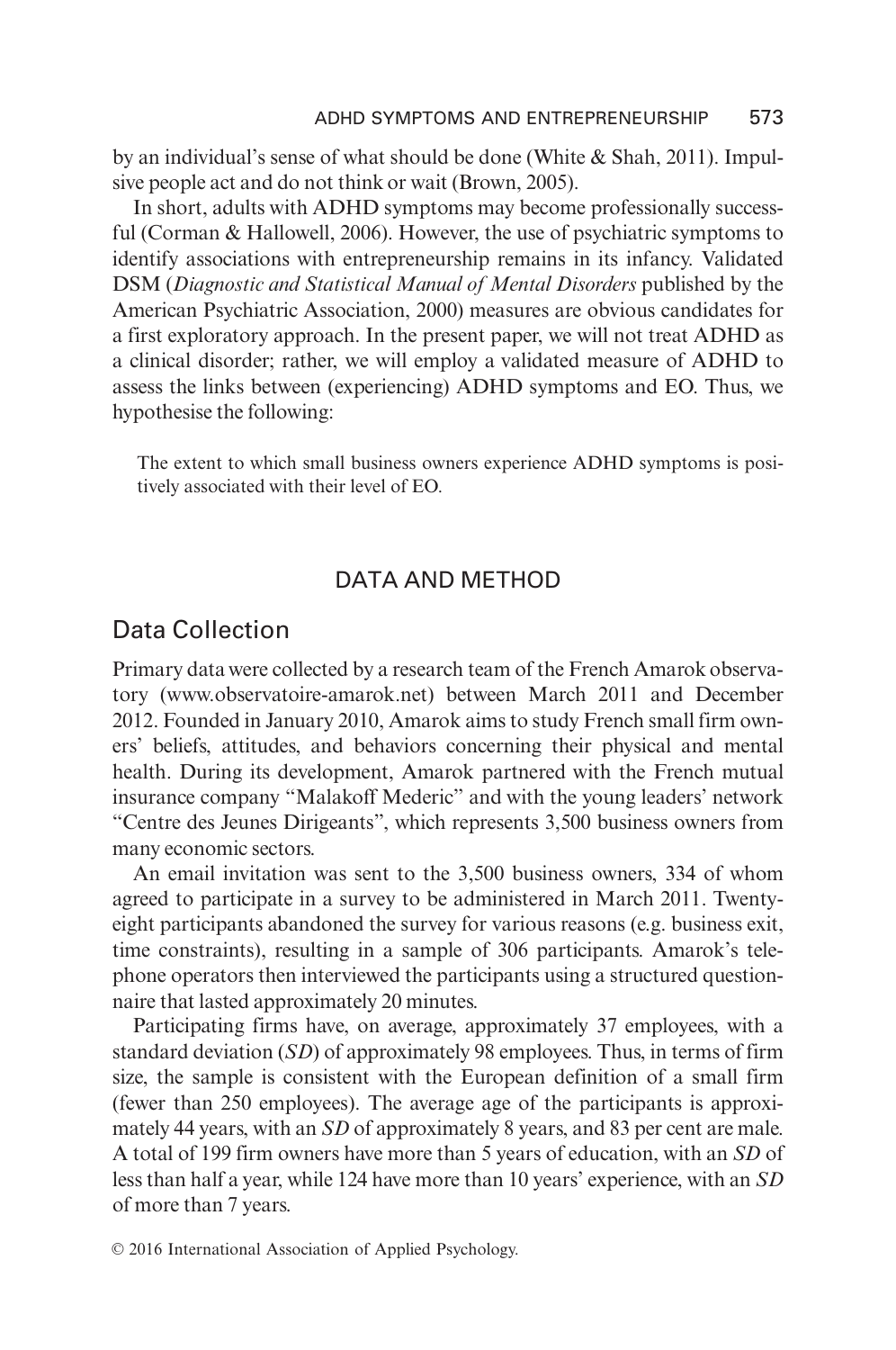by an individual's sense of what should be done (White & Shah, 2011). Impulsive people act and do not think or wait (Brown, 2005).

In short, adults with ADHD symptoms may become professionally successful (Corman & Hallowell, 2006). However, the use of psychiatric symptoms to identify associations with entrepreneurship remains in its infancy. Validated DSM (*Diagnostic and Statistical Manual of Mental Disorders* published by the American Psychiatric Association, 2000) measures are obvious candidates for a first exploratory approach. In the present paper, we will not treat ADHD as a clinical disorder; rather, we will employ a validated measure of ADHD to assess the links between (experiencing) ADHD symptoms and EO. Thus, we hypothesise the following:

> The extent to which small business owners experience ADHD symptoms is positively associated with their level of EO.

# DATA AND METHOD

## Data Collection

Primary data were collected by a research team of the French Amarok observatory (www.observatoire-amarok.net) between March 2011 and December 2012. Founded in January 2010, Amarok aims to study French small firm owners' beliefs, attitudes, and behaviors concerning their physical and mental health. During its development, Amarok partnered with the French mutual insurance company "Malakoff Mederic" and with the young leaders' network "Centre des Jeunes Dirigeants", which represents 3,500 business owners from many economic sectors.

An email invitation was sent to the 3,500 business owners, 334 of whom agreed to participate in a survey to be administered in March 2011. Twenty-eight participants abandoned the survey for various reasons (e.g. business exit, time constraints), resulting in a sample of 306 participants. Amarok's telephone operators then interviewed the participants using a structured questionnaire that lasted approximately 20 minutes.

Participating firms have, on average, approximately 37 employees, with a standard deviation (*SD*) of approximately 98 employees. Thus, in terms of firm size, the sample is consistent with the European definition of a small firm (fewer than 250 employees). The average age of the participants is approximately 44 years, with an *SD* of approximately 8 years, and 83 per cent are male. A total of 199 firm owners have more than 5 years of education, with an *SD* of less than half a year, while 124 have more than 10 years' experience, with an *SD* of more than 7 years.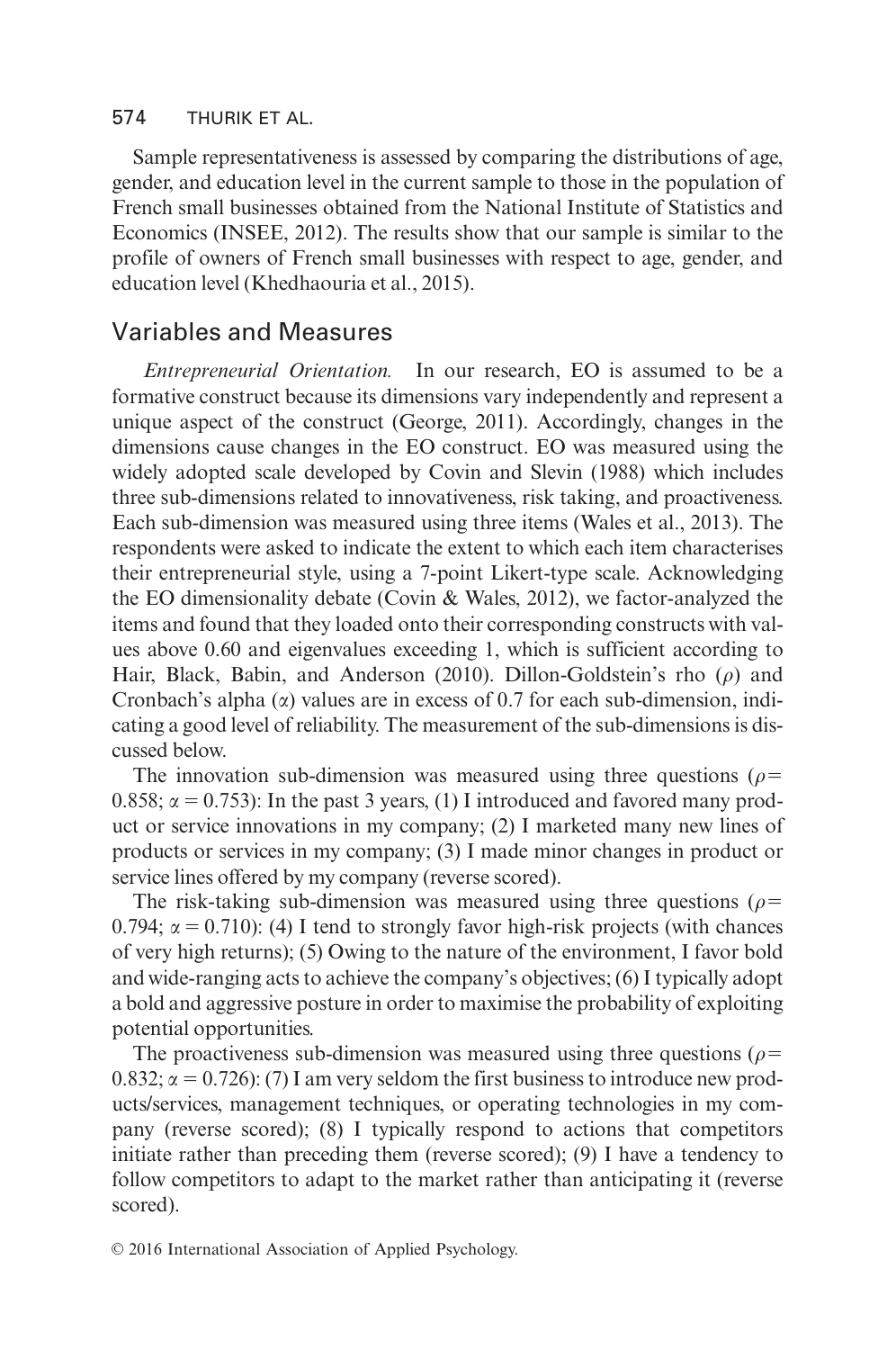Sample representativeness is assessed by comparing the distributions of age, gender, and education level in the current sample to those in the population of French small businesses obtained from the National Institute of Statistics and Economics (INSEE, 2012). The results show that our sample is similar to the profile of owners of French small businesses with respect to age, gender, and education level (Khedhaouria et al., 2015).

## Variables and Measures

*Entrepreneurial Orientation.* In our research, EO is assumed to be a formative construct because its dimensions vary independently and represent a unique aspect of the construct (George, 2011). Accordingly, changes in the dimensions cause changes in the EO construct. EO was measured using the widely adopted scale developed by Covin and Slevin (1988) which includes three sub-dimensions related to innovativeness, risk taking, and proactiveness. Each sub-dimension was measured using three items (Wales et al., 2013). The respondents were asked to indicate the extent to which each item characterises their entrepreneurial style, using a 7-point Likert-type scale. Acknowledging the EO dimensionality debate (Covin & Wales, 2012), we factor-analyzed the items and found that they loaded onto their corresponding constructs with values above 0.60 and eigenvalues exceeding 1, which is sufficient according to Hair, Black, Babin, and Anderson (2010). Dillon-Goldstein's rho ($\rho$) and Cronbach's alpha ($\alpha$) values are in excess of 0.7 for each sub-dimension, indicating a good level of reliability. The measurement of the sub-dimensions is discussed below.

The innovation sub-dimension was measured using three questions ($\rho = 0.858$; $\alpha = 0.753$): In the past 3 years, (1) I introduced and favored many product or service innovations in my company; (2) I marketed many new lines of products or services in my company; (3) I made minor changes in product or service lines offered by my company (reverse scored).

The risk-taking sub-dimension was measured using three questions ($\rho = 0.794$; $\alpha = 0.710$): (4) I tend to strongly favor high-risk projects (with chances of very high returns); (5) Owing to the nature of the environment, I favor bold and wide-ranging acts to achieve the company's objectives; (6) I typically adopt a bold and aggressive posture in order to maximise the probability of exploiting potential opportunities.

The proactiveness sub-dimension was measured using three questions ($\rho = 0.832$; $\alpha = 0.726$): (7) I am very seldom the first business to introduce new products/services, management techniques, or operating technologies in my company (reverse scored); (8) I typically respond to actions that competitors initiate rather than preceding them (reverse scored); (9) I have a tendency to follow competitors to adapt to the market rather than anticipating it (reverse scored).

© 2016 International Association of Applied Psychology.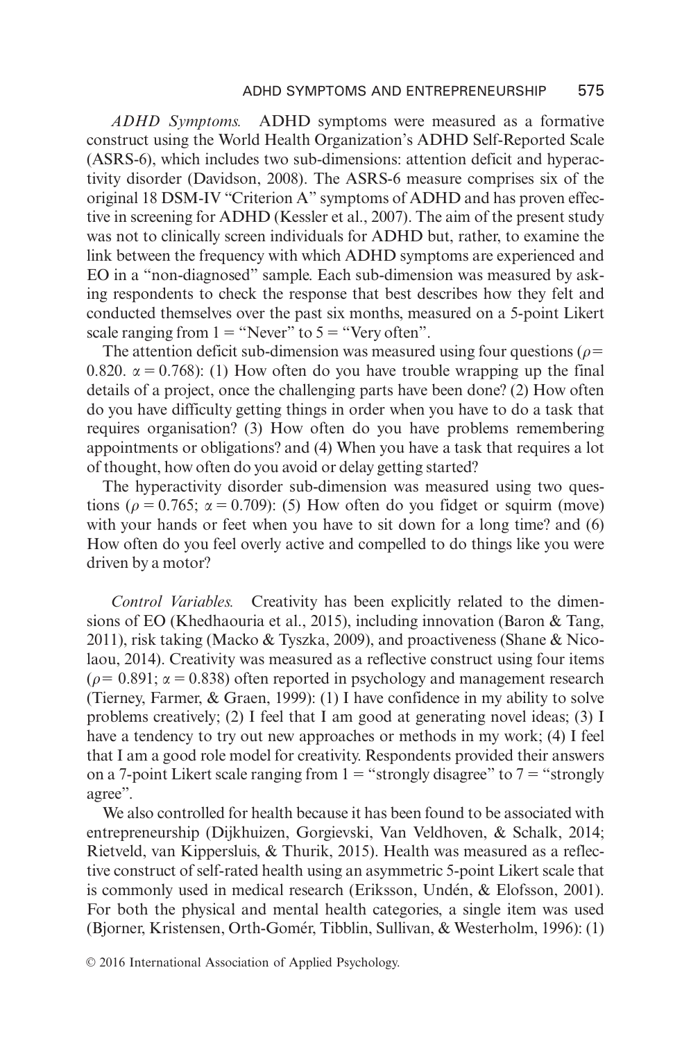*ADHD Symptoms.* ADHD symptoms were measured as a formative construct using the World Health Organization's ADHD Self-Reported Scale (ASRS-6), which includes two sub-dimensions: attention deficit and hyperactivity disorder (Davidson, 2008). The ASRS-6 measure comprises six of the original 18 DSM-IV "Criterion A" symptoms of ADHD and has proven effective in screening for ADHD (Kessler et al., 2007). The aim of the present study was not to clinically screen individuals for ADHD but, rather, to examine the link between the frequency with which ADHD symptoms are experienced and EO in a "non-diagnosed" sample. Each sub-dimension was measured by asking respondents to check the response that best describes how they felt and conducted themselves over the past six months, measured on a 5-point Likert scale ranging from 1 = "Never" to 5 = "Very often".

The attention deficit sub-dimension was measured using four questions ($\rho = 0.820$. $\alpha = 0.768$): (1) How often do you have trouble wrapping up the final details of a project, once the challenging parts have been done? (2) How often do you have difficulty getting things in order when you have to do a task that requires organisation? (3) How often do you have problems remembering appointments or obligations? and (4) When you have a task that requires a lot of thought, how often do you avoid or delay getting started?

The hyperactivity disorder sub-dimension was measured using two questions ($\rho = 0.765$; $\alpha = 0.709$): (5) How often do you fidget or squirm (move) with your hands or feet when you have to sit down for a long time? and (6) How often do you feel overly active and compelled to do things like you were driven by a motor?

*Control Variables.* Creativity has been explicitly related to the dimensions of EO (Khedhaouria et al., 2015), including innovation (Baron & Tang, 2011), risk taking (Macko & Tyszka, 2009), and proactiveness (Shane & Nicolaou, 2014). Creativity was measured as a reflective construct using four items ($\rho = 0.891$; $\alpha = 0.838$) often reported in psychology and management research (Tierney, Farmer, & Graen, 1999): (1) I have confidence in my ability to solve problems creatively; (2) I feel that I am good at generating novel ideas; (3) I have a tendency to try out new approaches or methods in my work; (4) I feel that I am a good role model for creativity. Respondents provided their answers on a 7-point Likert scale ranging from 1 = "strongly disagree" to 7 = "strongly agree".

We also controlled for health because it has been found to be associated with entrepreneurship (Dijkhuizen, Gorgievski, Van Veldhoven, & Schalk, 2014; Rietveld, van Kippersluis, & Thurik, 2015). Health was measured as a reflective construct of self-rated health using an asymmetric 5-point Likert scale that is commonly used in medical research (Eriksson, Undén, & Elofsson, 2001). For both the physical and mental health categories, a single item was used (Bjorner, Kristensen, Orth-Gomér, Tibblin, Sullivan, & Westerholm, 1996): (1)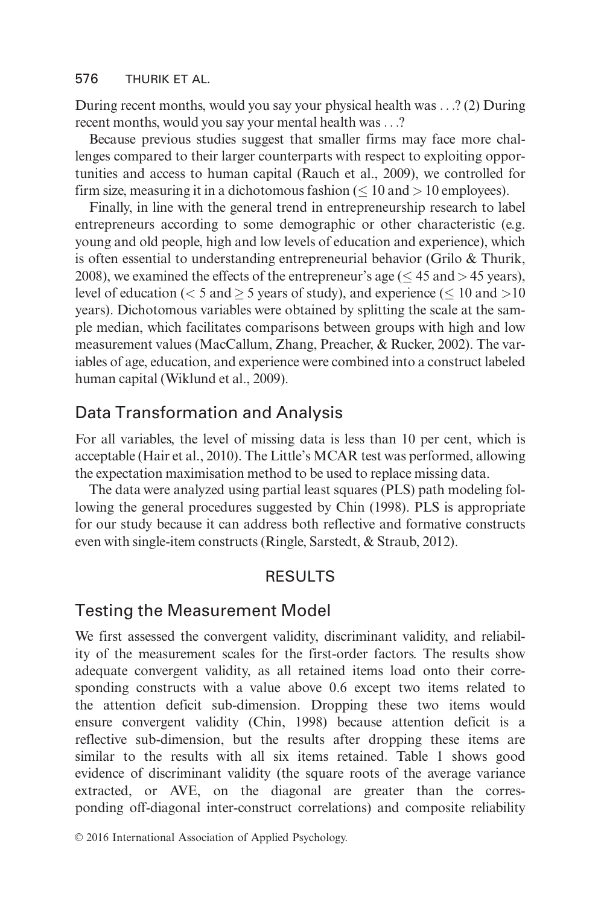During recent months, would you say your physical health was . . .? (2) During recent months, would you say your mental health was . . .?

Because previous studies suggest that smaller firms may face more challenges compared to their larger counterparts with respect to exploiting opportunities and access to human capital (Rauch et al., 2009), we controlled for firm size, measuring it in a dichotomous fashion ($\leq 10$ and $> 10$ employees).

Finally, in line with the general trend in entrepreneurship research to label entrepreneurs according to some demographic or other characteristic (e.g. young and old people, high and low levels of education and experience), which is often essential to understanding entrepreneurial behavior (Grilo & Thurik, 2008), we examined the effects of the entrepreneur's age ($\leq 45$ and $> 45$ years), level of education ($< 5$ and $\geq 5$ years of study), and experience ($\leq 10$ and $>10$ years). Dichotomous variables were obtained by splitting the scale at the sample median, which facilitates comparisons between groups with high and low measurement values (MacCallum, Zhang, Preacher, & Rucker, 2002). The variables of age, education, and experience were combined into a construct labeled human capital (Wiklund et al., 2009).

## Data Transformation and Analysis

For all variables, the level of missing data is less than 10 per cent, which is acceptable (Hair et al., 2010). The Little's MCAR test was performed, allowing the expectation maximisation method to be used to replace missing data.

The data were analyzed using partial least squares (PLS) path modeling following the general procedures suggested by Chin (1998). PLS is appropriate for our study because it can address both reflective and formative constructs even with single-item constructs (Ringle, Sarstedt, & Straub, 2012).

# RESULTS

## Testing the Measurement Model

We first assessed the convergent validity, discriminant validity, and reliability of the measurement scales for the first-order factors. The results show adequate convergent validity, as all retained items load onto their corresponding constructs with a value above 0.6 except two items related to the attention deficit sub-dimension. Dropping these two items would ensure convergent validity (Chin, 1998) because attention deficit is a reflective sub-dimension, but the results after dropping these items are similar to the results with all six items retained. Table 1 shows good evidence of discriminant validity (the square roots of the average variance extracted, or AVE, on the diagonal are greater than the corresponding off-diagonal inter-construct correlations) and composite reliability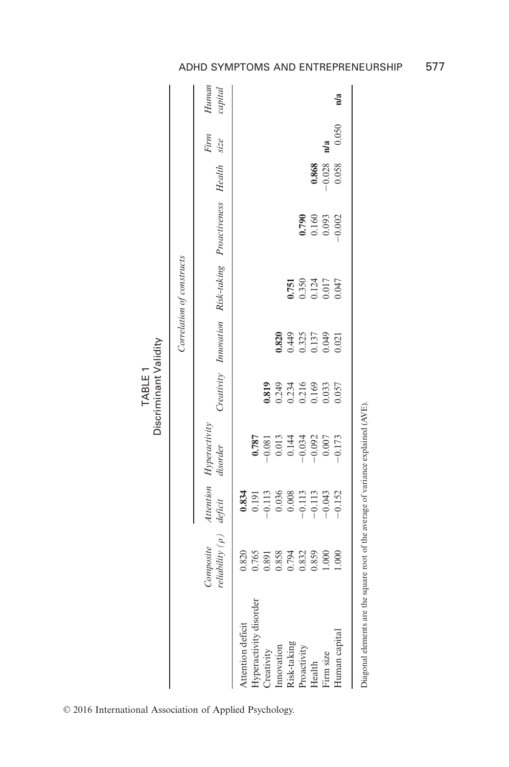TABLE 1
Discriminant Validity

| | Composite reliability ($\rho$) | Correlation of constructs | | | | | | | | |
|---|---|---|---|---|---|---|---|---|---|---|
| | | Attention deficit | Hyperactivity disorder | Creativity | Innovation | Risk-taking | Proactiveness | Health | Firm size | Human capital |
| Attention deficit | 0.820 | **0.834** | | | | | | | | |
| Hyperactivity disorder | 0.765 | 0.191 | **0.787** | | | | | | | |
| Creativity | 0.891 | −0.113 | −0.081 | **0.819** | | | | | | |
| Innovation | 0.858 | 0.036 | 0.013 | 0.249 | **0.820** | | | | | |
| Risk-taking | 0.794 | 0.008 | 0.144 | 0.234 | 0.449 | **0.751** | | | | |
| Proactivity | 0.832 | −0.113 | −0.034 | 0.216 | 0.325 | 0.350 | **0.790** | | | |
| Health | 0.859 | −0.113 | −0.092 | 0.169 | 0.137 | 0.124 | 0.160 | **0.868** | | |
| Firm size | 1.000 | −0.043 | 0.007 | 0.033 | 0.049 | 0.017 | 0.093 | −0.028 | **n/a** | |
| Human capital | 1.000 | −0.152 | −0.173 | 0.057 | 0.021 | 0.047 | −0.002 | 0.058 | 0.050 | **n/a** |

Diagonal elements are the square root of the average of variance explained (AVE).

© 2016 International Association of Applied Psychology.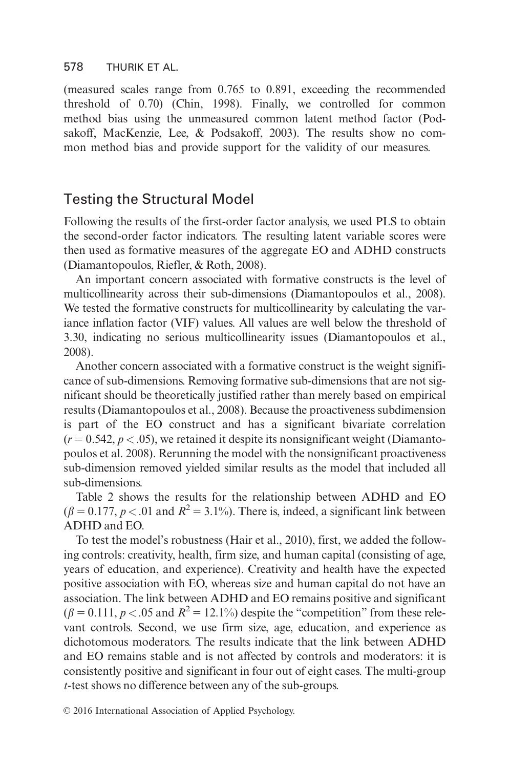(measured scales range from 0.765 to 0.891, exceeding the recommended threshold of 0.70) (Chin, 1998). Finally, we controlled for common method bias using the unmeasured common latent method factor (Podsakoff, MacKenzie, Lee, & Podsakoff, 2003). The results show no common method bias and provide support for the validity of our measures.

## Testing the Structural Model

Following the results of the first-order factor analysis, we used PLS to obtain the second-order factor indicators. The resulting latent variable scores were then used as formative measures of the aggregate EO and ADHD constructs (Diamantopoulos, Riefler, & Roth, 2008).

An important concern associated with formative constructs is the level of multicollinearity across their sub-dimensions (Diamantopoulos et al., 2008). We tested the formative constructs for multicollinearity by calculating the variance inflation factor (VIF) values. All values are well below the threshold of 3.30, indicating no serious multicollinearity issues (Diamantopoulos et al., 2008).

Another concern associated with a formative construct is the weight significance of sub-dimensions. Removing formative sub-dimensions that are not significant should be theoretically justified rather than merely based on empirical results (Diamantopoulos et al., 2008). Because the proactiveness subdimension is part of the EO construct and has a significant bivariate correlation ($r = 0.542$, $p < .05$), we retained it despite its nonsignificant weight (Diamantopoulos et al. 2008). Rerunning the model with the nonsignificant proactiveness sub-dimension removed yielded similar results as the model that included all sub-dimensions.

Table 2 shows the results for the relationship between ADHD and EO ($\beta = 0.177$, $p < .01$ and $R^2 = 3.1\%$). There is, indeed, a significant link between ADHD and EO.

To test the model's robustness (Hair et al., 2010), first, we added the following controls: creativity, health, firm size, and human capital (consisting of age, years of education, and experience). Creativity and health have the expected positive association with EO, whereas size and human capital do not have an association. The link between ADHD and EO remains positive and significant ($\beta = 0.111$, $p < .05$ and $R^2 = 12.1\%$) despite the "competition" from these relevant controls. Second, we use firm size, age, education, and experience as dichotomous moderators. The results indicate that the link between ADHD and EO remains stable and is not affected by controls and moderators: it is consistently positive and significant in four out of eight cases. The multi-group *t*-test shows no difference between any of the sub-groups.

© 2016 International Association of Applied Psychology.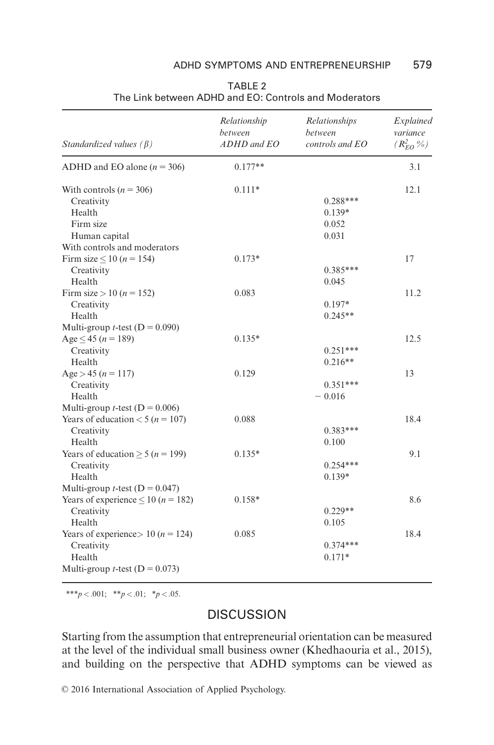TABLE 2
The Link between ADHD and EO: Controls and Moderators

| *Standardized values (β)* | *Relationship between ADHD and EO* | *Relationships between controls and EO* | *Explained variance ($R^2_{EO}$ %)* |
|---|---|---|---|
| ADHD and EO alone ($n = 306$) | 0.177** | | 3.1 |
| With controls ($n = 306$) | 0.111* | | 12.1 |
| Creativity | | 0.288*** | |
| Health | | 0.139* | |
| Firm size | | 0.052 | |
| Human capital | | 0.031 | |
| With controls and moderators | | | |
| Firm size ≤ 10 ($n = 154$) | 0.173* | | 17 |
| Creativity | | 0.385*** | |
| Health | | 0.045 | |
| Firm size > 10 ($n = 152$) | 0.083 | | 11.2 |
| Creativity | | 0.197* | |
| Health | | 0.245** | |
| Multi-group *t*-test (D = 0.090) | | | |
| Age ≤ 45 ($n = 189$) | 0.135* | | 12.5 |
| Creativity | | 0.251*** | |
| Health | | 0.216** | |
| Age > 45 ($n = 117$) | 0.129 | | 13 |
| Creativity | | 0.351*** | |
| Health | | − 0.016 | |
| Multi-group *t*-test (D = 0.006) | | | |
| Years of education < 5 ($n = 107$) | 0.088 | | 18.4 |
| Creativity | | 0.383*** | |
| Health | | 0.100 | |
| Years of education ≥ 5 ($n = 199$) | 0.135* | | 9.1 |
| Creativity | | 0.254*** | |
| Health | | 0.139* | |
| Multi-group *t*-test (D = 0.047) | | | |
| Years of experience ≤ 10 ($n = 182$) | 0.158* | | 8.6 |
| Creativity | | 0.229** | |
| Health | | 0.105 | |
| Years of experience> 10 ($n = 124$) | 0.085 | | 18.4 |
| Creativity | | 0.374*** | |
| Health | | 0.171* | |
| Multi-group *t*-test (D = 0.073) | | | |

***$p < .001$; **$p < .01$; *$p < .05$.

## DISCUSSION

Starting from the assumption that entrepreneurial orientation can be measured at the level of the individual small business owner (Khedhaouria et al., 2015), and building on the perspective that ADHD symptoms can be viewed as

© 2016 International Association of Applied Psychology.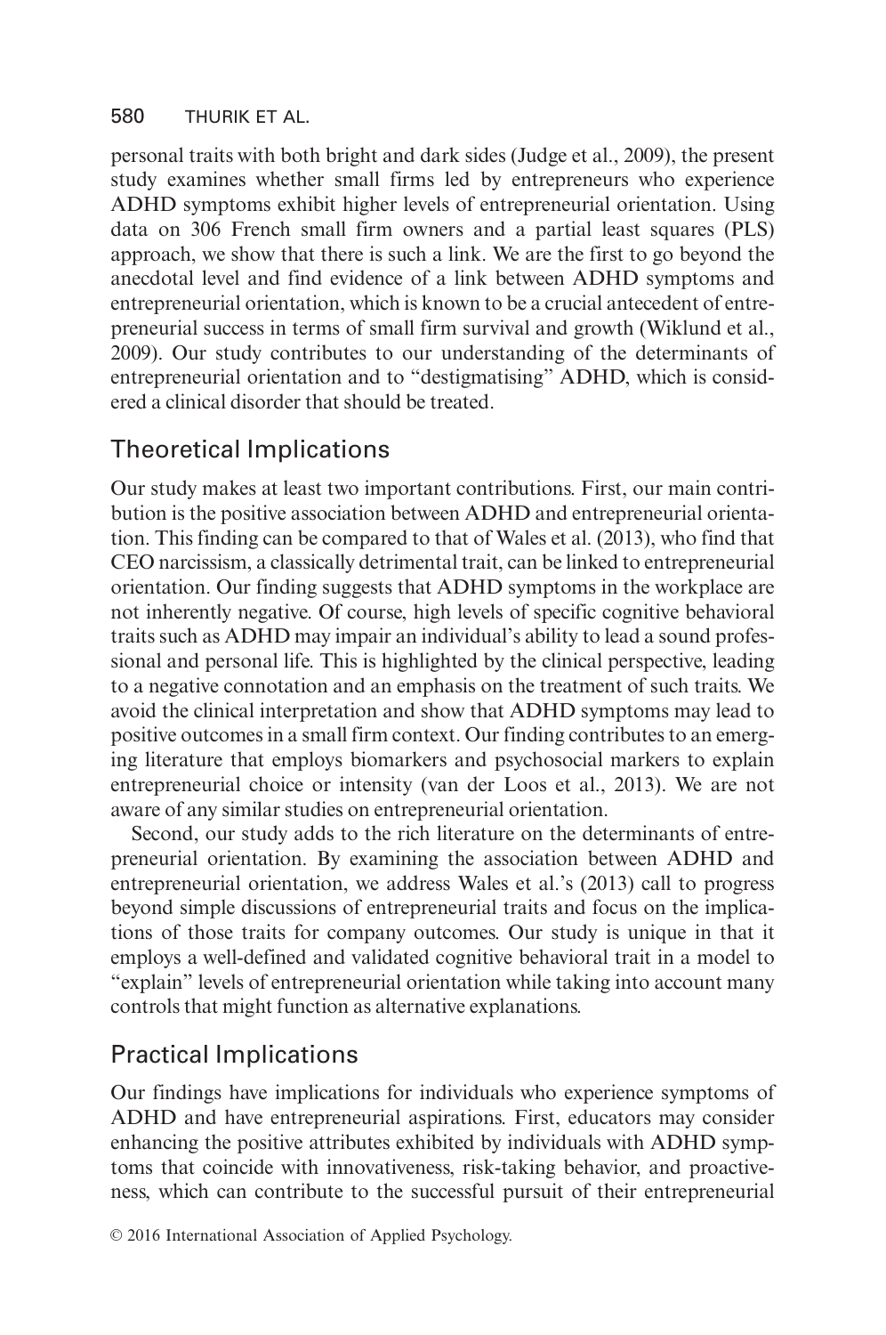personal traits with both bright and dark sides (Judge et al., 2009), the present study examines whether small firms led by entrepreneurs who experience ADHD symptoms exhibit higher levels of entrepreneurial orientation. Using data on 306 French small firm owners and a partial least squares (PLS) approach, we show that there is such a link. We are the first to go beyond the anecdotal level and find evidence of a link between ADHD symptoms and entrepreneurial orientation, which is known to be a crucial antecedent of entrepreneurial success in terms of small firm survival and growth (Wiklund et al., 2009). Our study contributes to our understanding of the determinants of entrepreneurial orientation and to "destigmatising" ADHD, which is considered a clinical disorder that should be treated.

## Theoretical Implications

Our study makes at least two important contributions. First, our main contribution is the positive association between ADHD and entrepreneurial orientation. This finding can be compared to that of Wales et al. (2013), who find that CEO narcissism, a classically detrimental trait, can be linked to entrepreneurial orientation. Our finding suggests that ADHD symptoms in the workplace are not inherently negative. Of course, high levels of specific cognitive behavioral traits such as ADHD may impair an individual's ability to lead a sound professional and personal life. This is highlighted by the clinical perspective, leading to a negative connotation and an emphasis on the treatment of such traits. We avoid the clinical interpretation and show that ADHD symptoms may lead to positive outcomes in a small firm context. Our finding contributes to an emerging literature that employs biomarkers and psychosocial markers to explain entrepreneurial choice or intensity (van der Loos et al., 2013). We are not aware of any similar studies on entrepreneurial orientation.

Second, our study adds to the rich literature on the determinants of entrepreneurial orientation. By examining the association between ADHD and entrepreneurial orientation, we address Wales et al.'s (2013) call to progress beyond simple discussions of entrepreneurial traits and focus on the implications of those traits for company outcomes. Our study is unique in that it employs a well-defined and validated cognitive behavioral trait in a model to "explain" levels of entrepreneurial orientation while taking into account many controls that might function as alternative explanations.

## Practical Implications

Our findings have implications for individuals who experience symptoms of ADHD and have entrepreneurial aspirations. First, educators may consider enhancing the positive attributes exhibited by individuals with ADHD symptoms that coincide with innovativeness, risk-taking behavior, and proactiveness, which can contribute to the successful pursuit of their entrepreneurial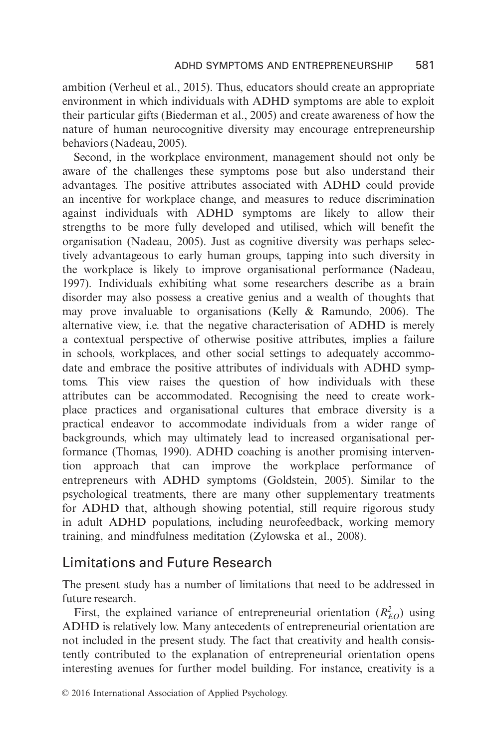ambition (Verheul et al., 2015). Thus, educators should create an appropriate environment in which individuals with ADHD symptoms are able to exploit their particular gifts (Biederman et al., 2005) and create awareness of how the nature of human neurocognitive diversity may encourage entrepreneurship behaviors (Nadeau, 2005).

Second, in the workplace environment, management should not only be aware of the challenges these symptoms pose but also understand their advantages. The positive attributes associated with ADHD could provide an incentive for workplace change, and measures to reduce discrimination against individuals with ADHD symptoms are likely to allow their strengths to be more fully developed and utilised, which will benefit the organisation (Nadeau, 2005). Just as cognitive diversity was perhaps selectively advantageous to early human groups, tapping into such diversity in the workplace is likely to improve organisational performance (Nadeau, 1997). Individuals exhibiting what some researchers describe as a brain disorder may also possess a creative genius and a wealth of thoughts that may prove invaluable to organisations (Kelly & Ramundo, 2006). The alternative view, i.e. that the negative characterisation of ADHD is merely a contextual perspective of otherwise positive attributes, implies a failure in schools, workplaces, and other social settings to adequately accommodate and embrace the positive attributes of individuals with ADHD symptoms. This view raises the question of how individuals with these attributes can be accommodated. Recognising the need to create workplace practices and organisational cultures that embrace diversity is a practical endeavor to accommodate individuals from a wider range of backgrounds, which may ultimately lead to increased organisational performance (Thomas, 1990). ADHD coaching is another promising intervention approach that can improve the workplace performance of entrepreneurs with ADHD symptoms (Goldstein, 2005). Similar to the psychological treatments, there are many other supplementary treatments for ADHD that, although showing potential, still require rigorous study in adult ADHD populations, including neurofeedback, working memory training, and mindfulness meditation (Zylowska et al., 2008).

## Limitations and Future Research

The present study has a number of limitations that need to be addressed in future research.

First, the explained variance of entrepreneurial orientation ($R^2_{EO}$) using ADHD is relatively low. Many antecedents of entrepreneurial orientation are not included in the present study. The fact that creativity and health consistently contributed to the explanation of entrepreneurial orientation opens interesting avenues for further model building. For instance, creativity is a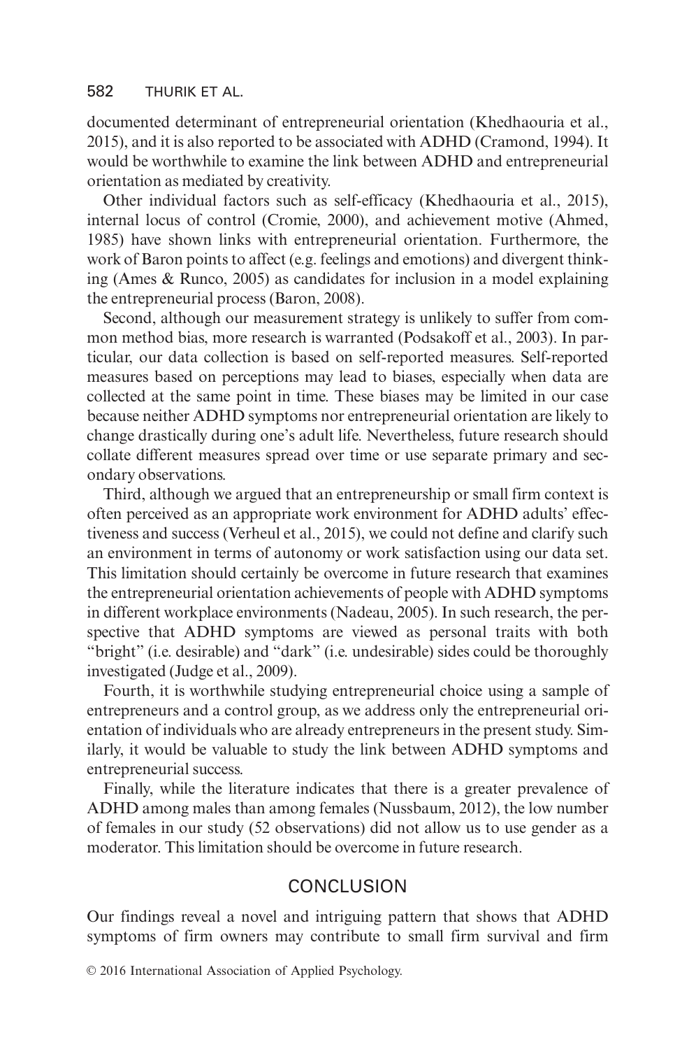documented determinant of entrepreneurial orientation (Khedhaouria et al., 2015), and it is also reported to be associated with ADHD (Cramond, 1994). It would be worthwhile to examine the link between ADHD and entrepreneurial orientation as mediated by creativity.

Other individual factors such as self-efficacy (Khedhaouria et al., 2015), internal locus of control (Cromie, 2000), and achievement motive (Ahmed, 1985) have shown links with entrepreneurial orientation. Furthermore, the work of Baron points to affect (e.g. feelings and emotions) and divergent thinking (Ames & Runco, 2005) as candidates for inclusion in a model explaining the entrepreneurial process (Baron, 2008).

Second, although our measurement strategy is unlikely to suffer from common method bias, more research is warranted (Podsakoff et al., 2003). In particular, our data collection is based on self-reported measures. Self-reported measures based on perceptions may lead to biases, especially when data are collected at the same point in time. These biases may be limited in our case because neither ADHD symptoms nor entrepreneurial orientation are likely to change drastically during one's adult life. Nevertheless, future research should collate different measures spread over time or use separate primary and secondary observations.

Third, although we argued that an entrepreneurship or small firm context is often perceived as an appropriate work environment for ADHD adults' effectiveness and success (Verheul et al., 2015), we could not define and clarify such an environment in terms of autonomy or work satisfaction using our data set. This limitation should certainly be overcome in future research that examines the entrepreneurial orientation achievements of people with ADHD symptoms in different workplace environments (Nadeau, 2005). In such research, the perspective that ADHD symptoms are viewed as personal traits with both "bright" (i.e. desirable) and "dark" (i.e. undesirable) sides could be thoroughly investigated (Judge et al., 2009).

Fourth, it is worthwhile studying entrepreneurial choice using a sample of entrepreneurs and a control group, as we address only the entrepreneurial orientation of individuals who are already entrepreneurs in the present study. Similarly, it would be valuable to study the link between ADHD symptoms and entrepreneurial success.

Finally, while the literature indicates that there is a greater prevalence of ADHD among males than among females (Nussbaum, 2012), the low number of females in our study (52 observations) did not allow us to use gender as a moderator. This limitation should be overcome in future research.

## CONCLUSION

Our findings reveal a novel and intriguing pattern that shows that ADHD symptoms of firm owners may contribute to small firm survival and firm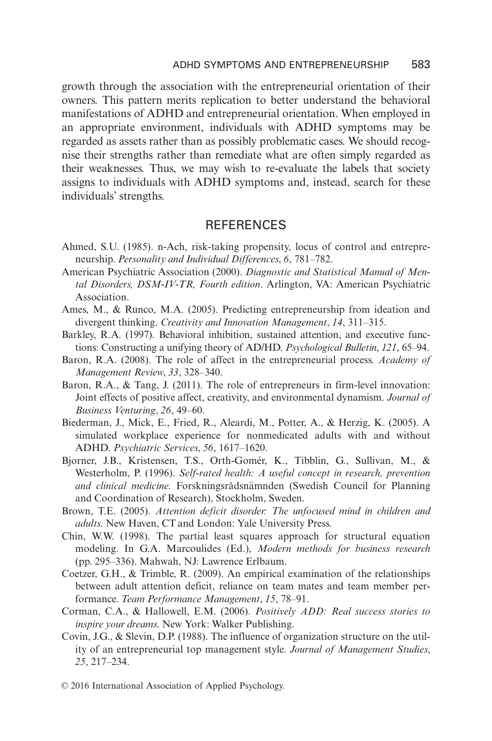growth through the association with the entrepreneurial orientation of their owners. This pattern merits replication to better understand the behavioral manifestations of ADHD and entrepreneurial orientation. When employed in an appropriate environment, individuals with ADHD symptoms may be regarded as assets rather than as possibly problematic cases. We should recognise their strengths rather than remediate what are often simply regarded as their weaknesses. Thus, we may wish to re-evaluate the labels that society assigns to individuals with ADHD symptoms and, instead, search for these individuals' strengths.

## REFERENCES

Ahmed, S.U. (1985). n-Ach, risk-taking propensity, locus of control and entrepreneurship. *Personality and Individual Differences*, *6*, 781–782.

American Psychiatric Association (2000). *Diagnostic and Statistical Manual of Mental Disorders, DSM-IV-TR, Fourth edition*. Arlington, VA: American Psychiatric Association.

Ames, M., & Runco, M.A. (2005). Predicting entrepreneurship from ideation and divergent thinking. *Creativity and Innovation Management*, *14*, 311–315.

Barkley, R.A. (1997). Behavioral inhibition, sustained attention, and executive functions: Constructing a unifying theory of AD/HD. *Psychological Bulletin*, *121*, 65–94.

Baron, R.A. (2008). The role of affect in the entrepreneurial process. *Academy of Management Review*, *33*, 328–340.

Baron, R.A., & Tang, J. (2011). The role of entrepreneurs in firm-level innovation: Joint effects of positive affect, creativity, and environmental dynamism. *Journal of Business Venturing*, *26*, 49–60.

Biederman, J., Mick, E., Fried, R., Aleardi, M., Potter, A., & Herzig, K. (2005). A simulated workplace experience for nonmedicated adults with and without ADHD. *Psychiatric Services*, *56*, 1617–1620.

Bjorner, J.B., Kristensen, T.S., Orth-Gomér, K., Tibblin, G., Sullivan, M., & Westerholm, P. (1996). *Self-rated health: A useful concept in research, prevention and clinical medicine.* Forskningsrådsnämnden (Swedish Council for Planning and Coordination of Research), Stockholm, Sweden.

Brown, T.E. (2005). *Attention deficit disorder: The unfocused mind in children and adults.* New Haven, CT and London: Yale University Press.

Chin, W.W. (1998). The partial least squares approach for structural equation modeling. In G.A. Marcoulides (Ed.), *Modern methods for business research* (pp. 295–336). Mahwah, NJ: Lawrence Erlbaum.

Coetzer, G.H., & Trimble, R. (2009). An empirical examination of the relationships between adult attention deficit, reliance on team mates and team member performance. *Team Performance Management*, *15*, 78–91.

Corman, C.A., & Hallowell, E.M. (2006). *Positively ADD: Real success stories to inspire your dreams.* New York: Walker Publishing.

Covin, J.G., & Slevin, D.P. (1988). The influence of organization structure on the utility of an entrepreneurial top management style. *Journal of Management Studies*, *25*, 217–234.

© 2016 International Association of Applied Psychology.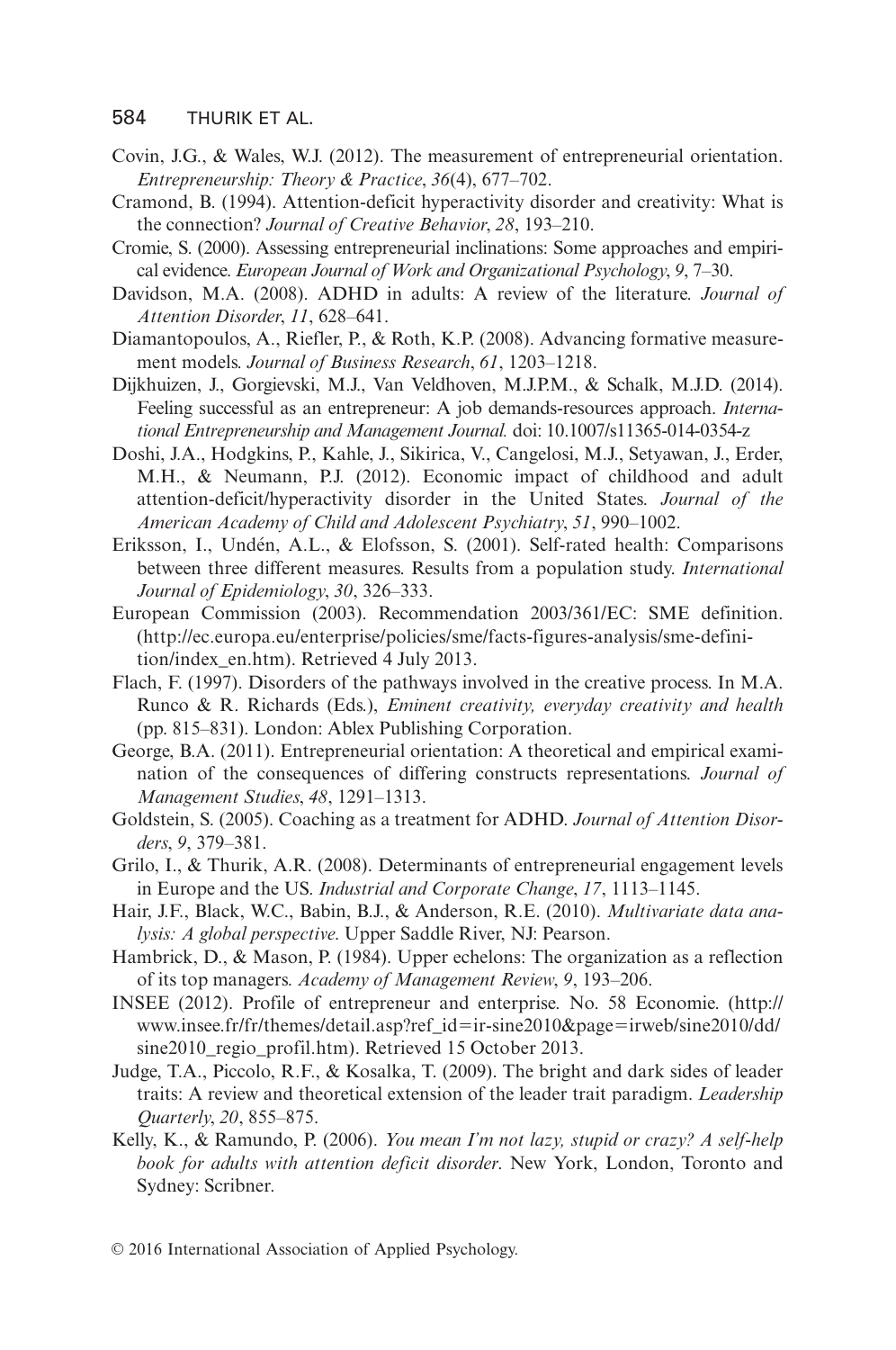Covin, J.G., & Wales, W.J. (2012). The measurement of entrepreneurial orientation. *Entrepreneurship: Theory & Practice*, *36*(4), 677–702.

Cramond, B. (1994). Attention-deficit hyperactivity disorder and creativity: What is the connection? *Journal of Creative Behavior*, *28*, 193–210.

Cromie, S. (2000). Assessing entrepreneurial inclinations: Some approaches and empirical evidence. *European Journal of Work and Organizational Psychology*, *9*, 7–30.

Davidson, M.A. (2008). ADHD in adults: A review of the literature. *Journal of Attention Disorder*, *11*, 628–641.

Diamantopoulos, A., Riefler, P., & Roth, K.P. (2008). Advancing formative measurement models. *Journal of Business Research*, *61*, 1203–1218.

Dijkhuizen, J., Gorgievski, M.J., Van Veldhoven, M.J.P.M., & Schalk, M.J.D. (2014). Feeling successful as an entrepreneur: A job demands-resources approach. *International Entrepreneurship and Management Journal.* doi: 10.1007/s11365-014-0354-z

Doshi, J.A., Hodgkins, P., Kahle, J., Sikirica, V., Cangelosi, M.J., Setyawan, J., Erder, M.H., & Neumann, P.J. (2012). Economic impact of childhood and adult attention-deficit/hyperactivity disorder in the United States. *Journal of the American Academy of Child and Adolescent Psychiatry*, *51*, 990–1002.

Eriksson, I., Undén, A.L., & Elofsson, S. (2001). Self-rated health: Comparisons between three different measures. Results from a population study. *International Journal of Epidemiology*, *30*, 326–333.

European Commission (2003). Recommendation 2003/361/EC: SME definition. (http://ec.europa.eu/enterprise/policies/sme/facts-figures-analysis/sme-definition/index_en.htm). Retrieved 4 July 2013.

Flach, F. (1997). Disorders of the pathways involved in the creative process. In M.A. Runco & R. Richards (Eds.), *Eminent creativity, everyday creativity and health* (pp. 815–831). London: Ablex Publishing Corporation.

George, B.A. (2011). Entrepreneurial orientation: A theoretical and empirical examination of the consequences of differing constructs representations. *Journal of Management Studies*, *48*, 1291–1313.

Goldstein, S. (2005). Coaching as a treatment for ADHD. *Journal of Attention Disorders*, *9*, 379–381.

Grilo, I., & Thurik, A.R. (2008). Determinants of entrepreneurial engagement levels in Europe and the US. *Industrial and Corporate Change*, *17*, 1113–1145.

Hair, J.F., Black, W.C., Babin, B.J., & Anderson, R.E. (2010). *Multivariate data analysis: A global perspective*. Upper Saddle River, NJ: Pearson.

Hambrick, D., & Mason, P. (1984). Upper echelons: The organization as a reflection of its top managers. *Academy of Management Review*, *9*, 193–206.

INSEE (2012). Profile of entrepreneur and enterprise. No. 58 Economie. (http://www.insee.fr/fr/themes/detail.asp?ref_id=ir-sine2010&page=irweb/sine2010/dd/sine2010_regio_profil.htm). Retrieved 15 October 2013.

Judge, T.A., Piccolo, R.F., & Kosalka, T. (2009). The bright and dark sides of leader traits: A review and theoretical extension of the leader trait paradigm. *Leadership Quarterly*, *20*, 855–875.

Kelly, K., & Ramundo, P. (2006). *You mean I'm not lazy, stupid or crazy? A self-help book for adults with attention deficit disorder*. New York, London, Toronto and Sydney: Scribner.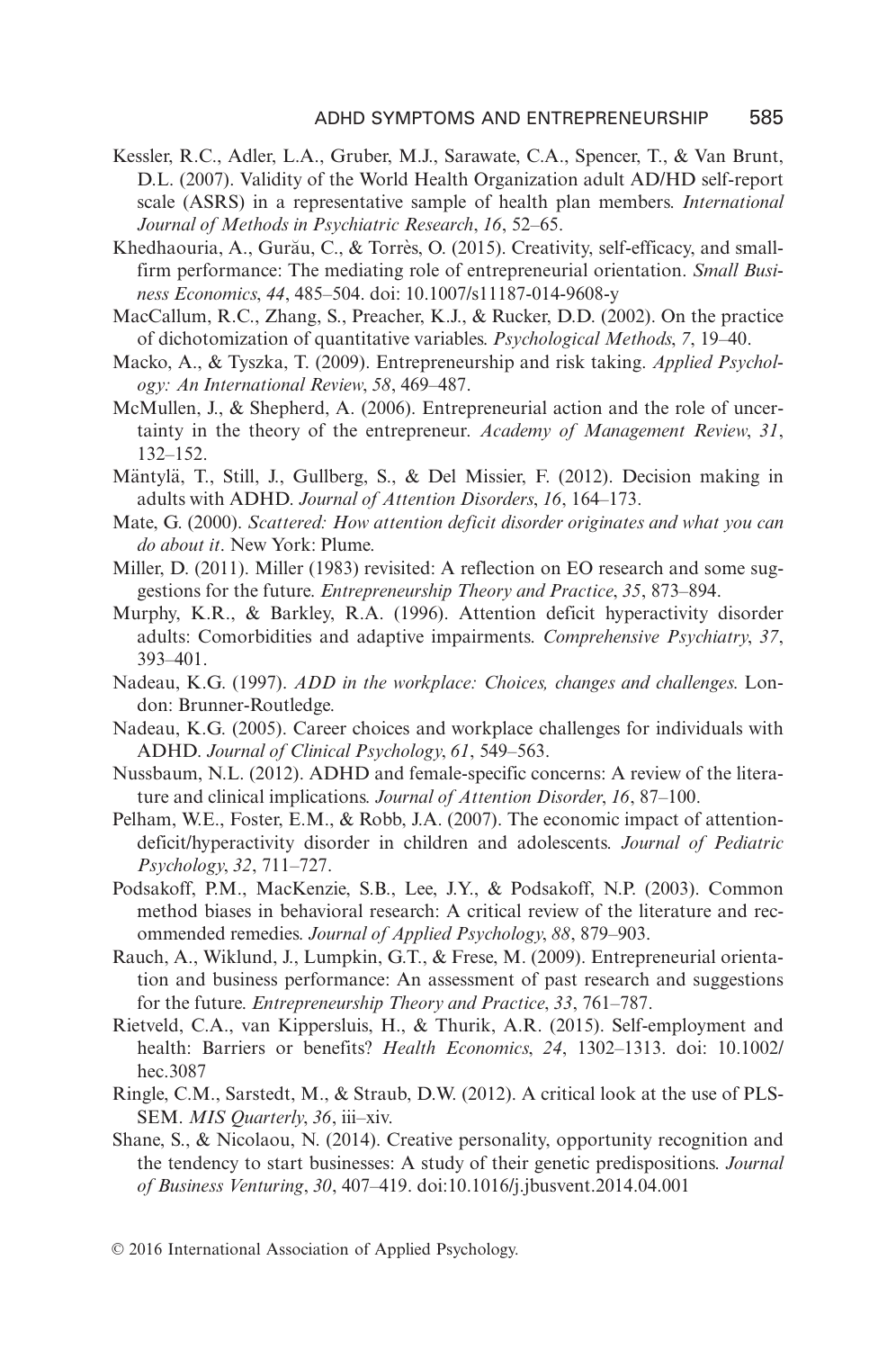Kessler, R.C., Adler, L.A., Gruber, M.J., Sarawate, C.A., Spencer, T., & Van Brunt, D.L. (2007). Validity of the World Health Organization adult AD/HD self-report scale (ASRS) in a representative sample of health plan members. *International Journal of Methods in Psychiatric Research*, *16*, 52–65.

Khedhaouria, A., Gurău, C., & Torrès, O. (2015). Creativity, self-efficacy, and small-firm performance: The mediating role of entrepreneurial orientation. *Small Business Economics*, *44*, 485–504. doi: 10.1007/s11187-014-9608-y

MacCallum, R.C., Zhang, S., Preacher, K.J., & Rucker, D.D. (2002). On the practice of dichotomization of quantitative variables. *Psychological Methods*, *7*, 19–40.

Macko, A., & Tyszka, T. (2009). Entrepreneurship and risk taking. *Applied Psychology: An International Review*, *58*, 469–487.

McMullen, J., & Shepherd, A. (2006). Entrepreneurial action and the role of uncertainty in the theory of the entrepreneur. *Academy of Management Review*, *31*, 132–152.

Mäntylä, T., Still, J., Gullberg, S., & Del Missier, F. (2012). Decision making in adults with ADHD. *Journal of Attention Disorders*, *16*, 164–173.

Mate, G. (2000). *Scattered: How attention deficit disorder originates and what you can do about it*. New York: Plume.

Miller, D. (2011). Miller (1983) revisited: A reflection on EO research and some suggestions for the future. *Entrepreneurship Theory and Practice*, *35*, 873–894.

Murphy, K.R., & Barkley, R.A. (1996). Attention deficit hyperactivity disorder adults: Comorbidities and adaptive impairments. *Comprehensive Psychiatry*, *37*, 393–401.

Nadeau, K.G. (1997). *ADD in the workplace: Choices, changes and challenges*. London: Brunner-Routledge.

Nadeau, K.G. (2005). Career choices and workplace challenges for individuals with ADHD. *Journal of Clinical Psychology*, *61*, 549–563.

Nussbaum, N.L. (2012). ADHD and female-specific concerns: A review of the literature and clinical implications. *Journal of Attention Disorder*, *16*, 87–100.

Pelham, W.E., Foster, E.M., & Robb, J.A. (2007). The economic impact of attention-deficit/hyperactivity disorder in children and adolescents. *Journal of Pediatric Psychology*, *32*, 711–727.

Podsakoff, P.M., MacKenzie, S.B., Lee, J.Y., & Podsakoff, N.P. (2003). Common method biases in behavioral research: A critical review of the literature and recommended remedies. *Journal of Applied Psychology*, *88*, 879–903.

Rauch, A., Wiklund, J., Lumpkin, G.T., & Frese, M. (2009). Entrepreneurial orientation and business performance: An assessment of past research and suggestions for the future. *Entrepreneurship Theory and Practice*, *33*, 761–787.

Rietveld, C.A., van Kippersluis, H., & Thurik, A.R. (2015). Self-employment and health: Barriers or benefits? *Health Economics*, *24*, 1302–1313. doi: 10.1002/hec.3087

Ringle, C.M., Sarstedt, M., & Straub, D.W. (2012). A critical look at the use of PLS-SEM. *MIS Quarterly*, *36*, iii–xiv.

Shane, S., & Nicolaou, N. (2014). Creative personality, opportunity recognition and the tendency to start businesses: A study of their genetic predispositions. *Journal of Business Venturing*, *30*, 407–419. doi:10.1016/j.jbusvent.2014.04.001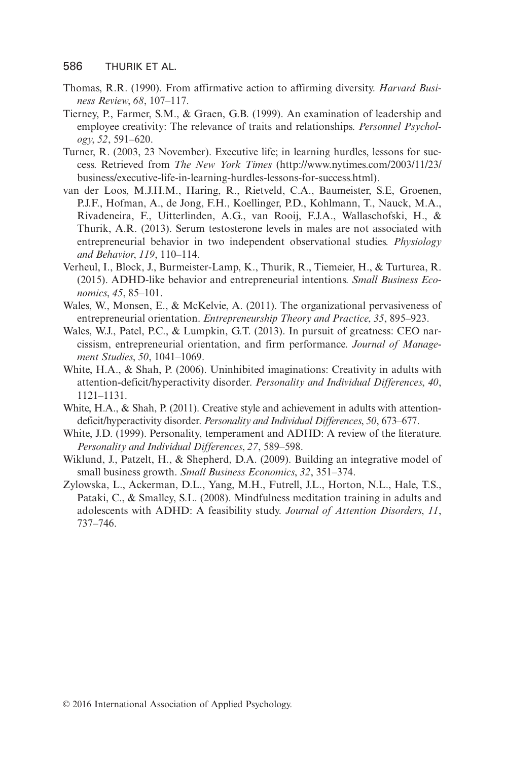Thomas, R.R. (1990). From affirmative action to affirming diversity. *Harvard Business Review*, *68*, 107–117.

Tierney, P., Farmer, S.M., & Graen, G.B. (1999). An examination of leadership and employee creativity: The relevance of traits and relationships. *Personnel Psychology*, *52*, 591–620.

Turner, R. (2003, 23 November). Executive life; in learning hurdles, lessons for success. Retrieved from *The New York Times* (http://www.nytimes.com/2003/11/23/business/executive-life-in-learning-hurdles-lessons-for-success.html).

van der Loos, M.J.H.M., Haring, R., Rietveld, C.A., Baumeister, S.E, Groenen, P.J.F., Hofman, A., de Jong, F.H., Koellinger, P.D., Kohlmann, T., Nauck, M.A., Rivadeneira, F., Uitterlinden, A.G., van Rooij, F.J.A., Wallaschofski, H., & Thurik, A.R. (2013). Serum testosterone levels in males are not associated with entrepreneurial behavior in two independent observational studies. *Physiology and Behavior*, *119*, 110–114.

Verheul, I., Block, J., Burmeister-Lamp, K., Thurik, R., Tiemeier, H., & Turturea, R. (2015). ADHD-like behavior and entrepreneurial intentions. *Small Business Economics*, *45*, 85–101.

Wales, W., Monsen, E., & McKelvie, A. (2011). The organizational pervasiveness of entrepreneurial orientation. *Entrepreneurship Theory and Practice*, *35*, 895–923.

Wales, W.J., Patel, P.C., & Lumpkin, G.T. (2013). In pursuit of greatness: CEO narcissism, entrepreneurial orientation, and firm performance. *Journal of Management Studies*, *50*, 1041–1069.

White, H.A., & Shah, P. (2006). Uninhibited imaginations: Creativity in adults with attention-deficit/hyperactivity disorder. *Personality and Individual Differences*, *40*, 1121–1131.

White, H.A., & Shah, P. (2011). Creative style and achievement in adults with attention-deficit/hyperactivity disorder. *Personality and Individual Differences*, *50*, 673–677.

White, J.D. (1999). Personality, temperament and ADHD: A review of the literature. *Personality and Individual Differences*, *27*, 589–598.

Wiklund, J., Patzelt, H., & Shepherd, D.A. (2009). Building an integrative model of small business growth. *Small Business Economics*, *32*, 351–374.

Zylowska, L., Ackerman, D.L., Yang, M.H., Futrell, J.L., Horton, N.L., Hale, T.S., Pataki, C., & Smalley, S.L. (2008). Mindfulness meditation training in adults and adolescents with ADHD: A feasibility study. *Journal of Attention Disorders*, *11*, 737–746.